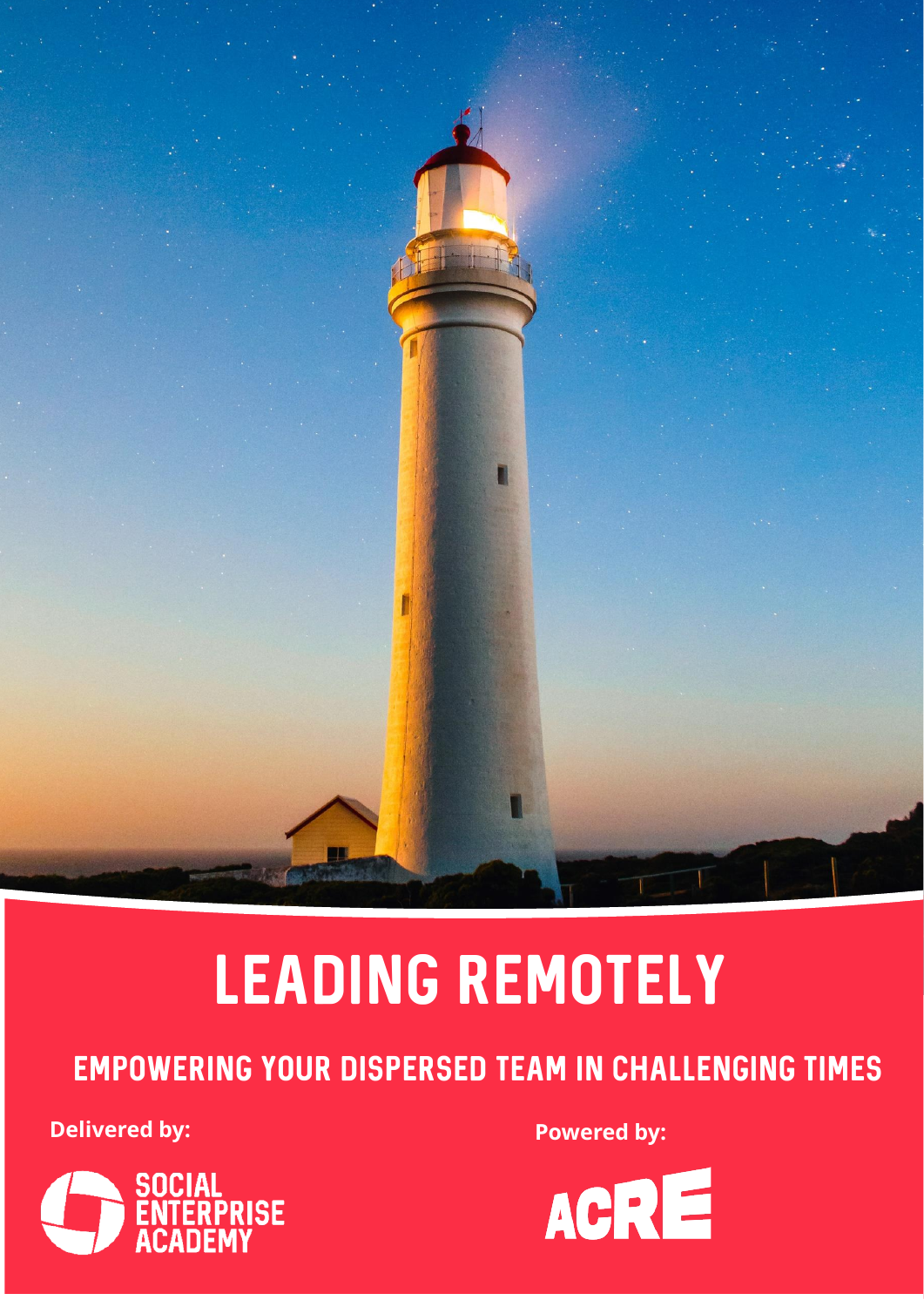# LEADING REMOTELY

## EMPOWERING YOUR DISPERSED TEAM IN CHALLENGING TIMES

**Delivered by:**

SOCIAL ENTERPRISE ACADEMY

**Powered by:**

ACRE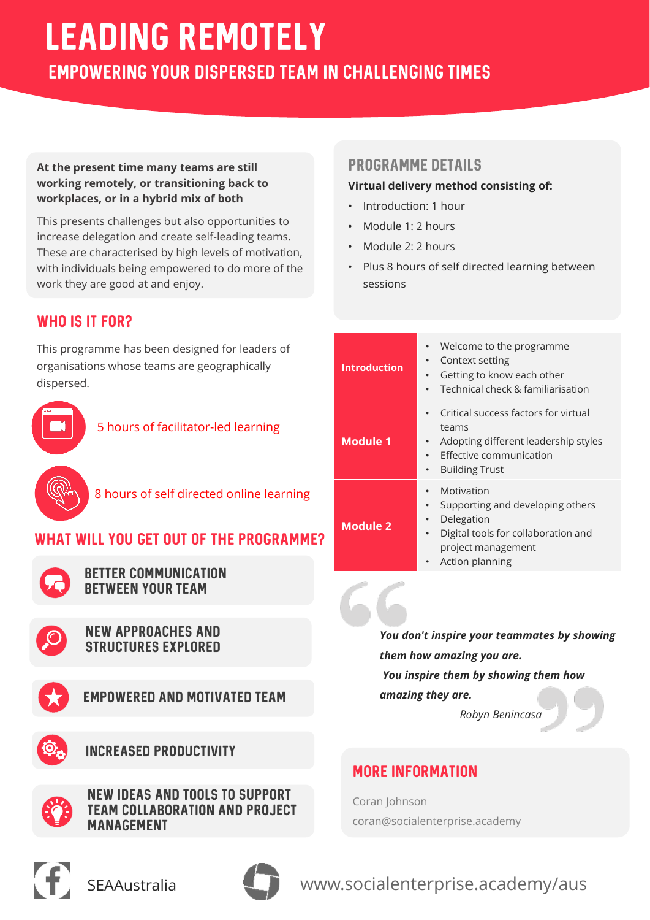# LEADING REMOTELY

## EMPOWERING YOUR DISPERSED TEAM IN CHALLENGING TIMES

**At the present time many teams are still working remotely, or transitioning back to workplaces, or in a hybrid mix of both**

This presents challenges but also opportunities to increase delegation and create self-leading teams. These are characterised by high levels of motivation, with individuals being empowered to do more of the work they are good at and enjoy.

## WHO IS IT FOR?

This programme has been designed for leaders of organisations whose teams are geographically dispersed.

5 hours of facilitator-led learning

8 hours of self directed online learning

## WHAT WILL YOU GET OUT OF THE PROGRAMME?

- BETTER COMMUNICATION BETWEEN YOUR TEAM
- NEW APPROACHES AND STRUCTURES EXPLORED
- EMPOWERED AND MOTIVATED TEAM
- INCREASED PRODUCTIVITY
- NEW IDEAS AND TOOLS TO SUPPORT TEAM COLLABORATION AND PROJECT MANAGEMENT

## PROGRAMME DETAILS

**Virtual delivery method consisting of:**

- Introduction: 1 hour
- Module 1: 2 hours
- Module 2: 2 hours
- Plus 8 hours of self directed learning between sessions

| | |
|---|---|
| **Introduction** | • Welcome to the programme<br>• Context setting<br>• Getting to know each other<br>• Technical check & familiarisation |
| **Module 1** | • Critical success factors for virtual teams<br>• Adopting different leadership styles<br>• Effective communication<br>• Building Trust |
| **Module 2** | • Motivation<br>• Supporting and developing others<br>• Delegation<br>• Digital tools for collaboration and project management<br>• Action planning |

***You don't inspire your teammates by showing them how amazing you are. You inspire them by showing them how amazing they are.***

*Robyn Benincasa*

## MORE INFORMATION

Coran Johnson

coran@socialenterprise.academy

SEAAustralia

www.socialenterprise.academy/aus